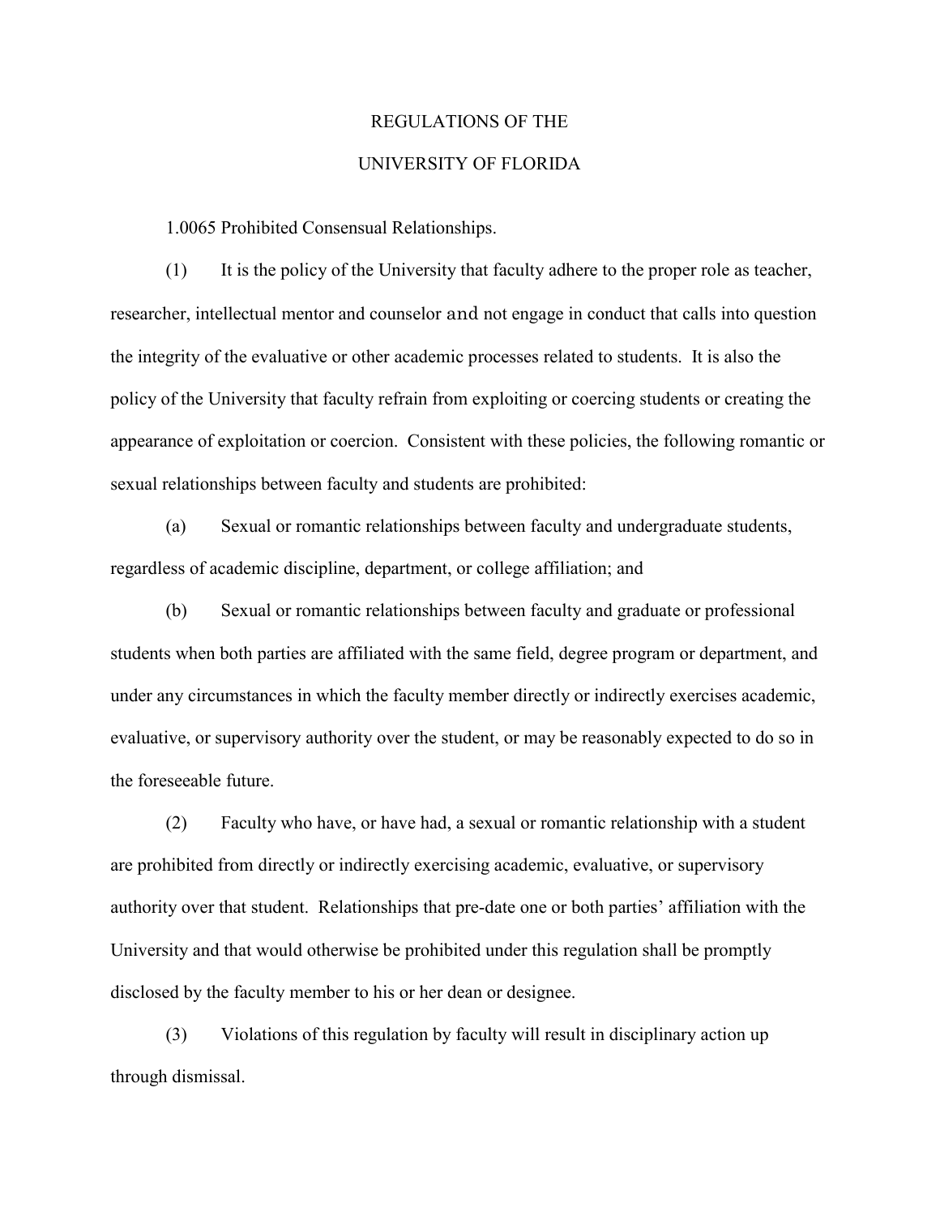# REGULATIONS OF THE

# UNIVERSITY OF FLORIDA

## 1.0065 Prohibited Consensual Relationships.

(1) It is the policy of the University that faculty adhere to the proper role as teacher, researcher, intellectual mentor and counselor and not engage in conduct that calls into question the integrity of the evaluative or other academic processes related to students. It is also the policy of the University that faculty refrain from exploiting or coercing students or creating the appearance of exploitation or coercion. Consistent with these policies, the following romantic or sexual relationships between faculty and students are prohibited:

(a) Sexual or romantic relationships between faculty and undergraduate students, regardless of academic discipline, department, or college affiliation; and

(b) Sexual or romantic relationships between faculty and graduate or professional students when both parties are affiliated with the same field, degree program or department, and under any circumstances in which the faculty member directly or indirectly exercises academic, evaluative, or supervisory authority over the student, or may be reasonably expected to do so in the foreseeable future.

(2) Faculty who have, or have had, a sexual or romantic relationship with a student are prohibited from directly or indirectly exercising academic, evaluative, or supervisory authority over that student. Relationships that pre-date one or both parties' affiliation with the University and that would otherwise be prohibited under this regulation shall be promptly disclosed by the faculty member to his or her dean or designee.

(3) Violations of this regulation by faculty will result in disciplinary action up through dismissal.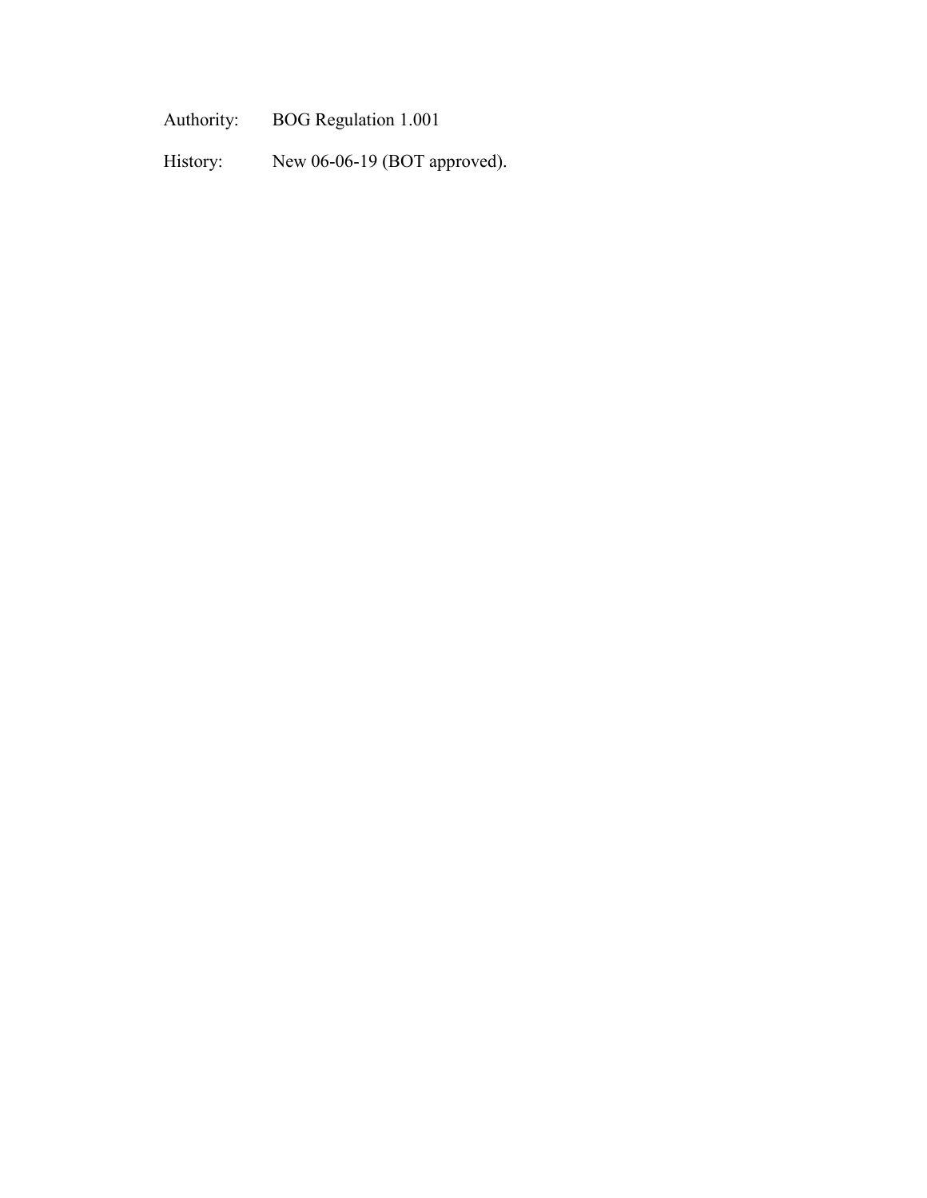Authority: BOG Regulation 1.001

History: New 06-06-19 (BOT approved).